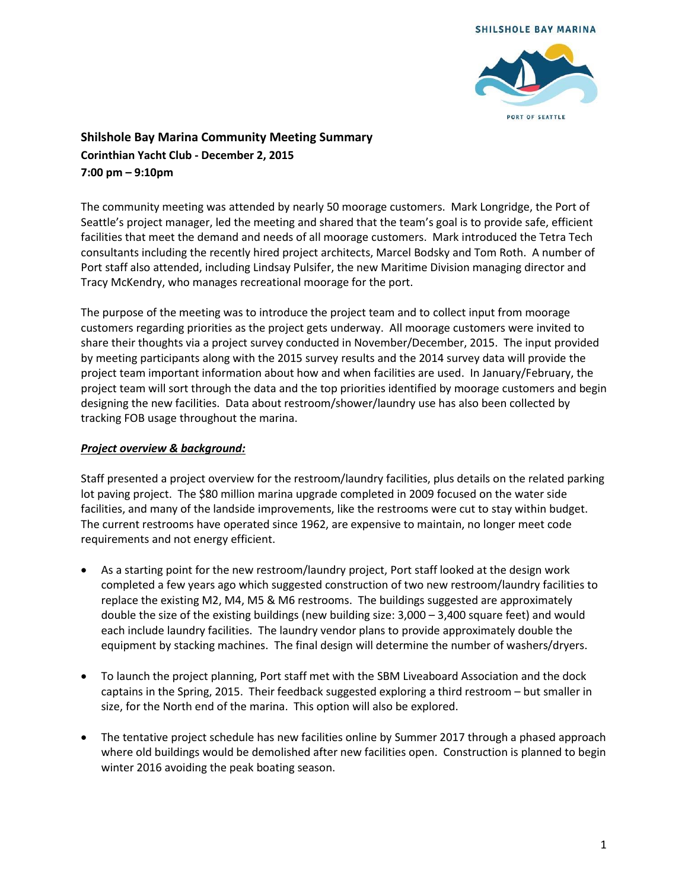SHILSHOLE BAY MARINA

PORT OF SEATTLE

**Shilshole Bay Marina Community Meeting Summary**
**Corinthian Yacht Club - December 2, 2015**
**7:00 pm – 9:10pm**

The community meeting was attended by nearly 50 moorage customers. Mark Longridge, the Port of Seattle's project manager, led the meeting and shared that the team's goal is to provide safe, efficient facilities that meet the demand and needs of all moorage customers. Mark introduced the Tetra Tech consultants including the recently hired project architects, Marcel Bodsky and Tom Roth. A number of Port staff also attended, including Lindsay Pulsifer, the new Maritime Division managing director and Tracy McKendry, who manages recreational moorage for the port.

The purpose of the meeting was to introduce the project team and to collect input from moorage customers regarding priorities as the project gets underway. All moorage customers were invited to share their thoughts via a project survey conducted in November/December, 2015. The input provided by meeting participants along with the 2015 survey results and the 2014 survey data will provide the project team important information about how and when facilities are used. In January/February, the project team will sort through the data and the top priorities identified by moorage customers and begin designing the new facilities. Data about restroom/shower/laundry use has also been collected by tracking FOB usage throughout the marina.

***Project overview & background:***

Staff presented a project overview for the restroom/laundry facilities, plus details on the related parking lot paving project. The $80 million marina upgrade completed in 2009 focused on the water side facilities, and many of the landside improvements, like the restrooms were cut to stay within budget. The current restrooms have operated since 1962, are expensive to maintain, no longer meet code requirements and not energy efficient.

- As a starting point for the new restroom/laundry project, Port staff looked at the design work completed a few years ago which suggested construction of two new restroom/laundry facilities to replace the existing M2, M4, M5 & M6 restrooms. The buildings suggested are approximately double the size of the existing buildings (new building size: 3,000 – 3,400 square feet) and would each include laundry facilities. The laundry vendor plans to provide approximately double the equipment by stacking machines. The final design will determine the number of washers/dryers.
- To launch the project planning, Port staff met with the SBM Liveaboard Association and the dock captains in the Spring, 2015. Their feedback suggested exploring a third restroom – but smaller in size, for the North end of the marina. This option will also be explored.
- The tentative project schedule has new facilities online by Summer 2017 through a phased approach where old buildings would be demolished after new facilities open. Construction is planned to begin winter 2016 avoiding the peak boating season.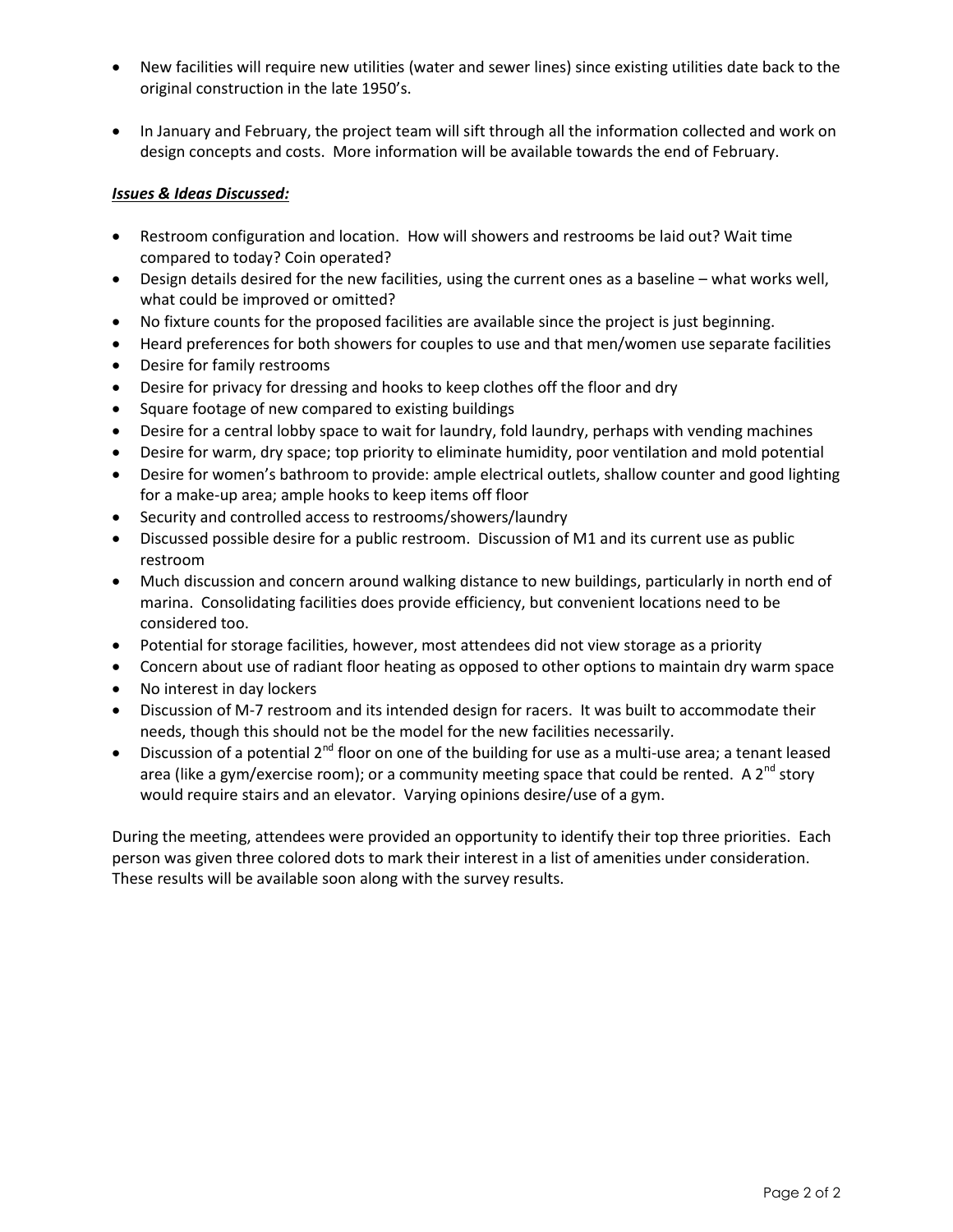- New facilities will require new utilities (water and sewer lines) since existing utilities date back to the original construction in the late 1950's.

- In January and February, the project team will sift through all the information collected and work on design concepts and costs. More information will be available towards the end of February.

***Issues & Ideas Discussed:***

- Restroom configuration and location. How will showers and restrooms be laid out? Wait time compared to today? Coin operated?
- Design details desired for the new facilities, using the current ones as a baseline – what works well, what could be improved or omitted?
- No fixture counts for the proposed facilities are available since the project is just beginning.
- Heard preferences for both showers for couples to use and that men/women use separate facilities
- Desire for family restrooms
- Desire for privacy for dressing and hooks to keep clothes off the floor and dry
- Square footage of new compared to existing buildings
- Desire for a central lobby space to wait for laundry, fold laundry, perhaps with vending machines
- Desire for warm, dry space; top priority to eliminate humidity, poor ventilation and mold potential
- Desire for women's bathroom to provide: ample electrical outlets, shallow counter and good lighting for a make-up area; ample hooks to keep items off floor
- Security and controlled access to restrooms/showers/laundry
- Discussed possible desire for a public restroom. Discussion of M1 and its current use as public restroom
- Much discussion and concern around walking distance to new buildings, particularly in north end of marina. Consolidating facilities does provide efficiency, but convenient locations need to be considered too.
- Potential for storage facilities, however, most attendees did not view storage as a priority
- Concern about use of radiant floor heating as opposed to other options to maintain dry warm space
- No interest in day lockers
- Discussion of M-7 restroom and its intended design for racers. It was built to accommodate their needs, though this should not be the model for the new facilities necessarily.
- Discussion of a potential 2nd floor on one of the building for use as a multi-use area; a tenant leased area (like a gym/exercise room); or a community meeting space that could be rented. A 2nd story would require stairs and an elevator. Varying opinions desire/use of a gym.

During the meeting, attendees were provided an opportunity to identify their top three priorities. Each person was given three colored dots to mark their interest in a list of amenities under consideration. These results will be available soon along with the survey results.